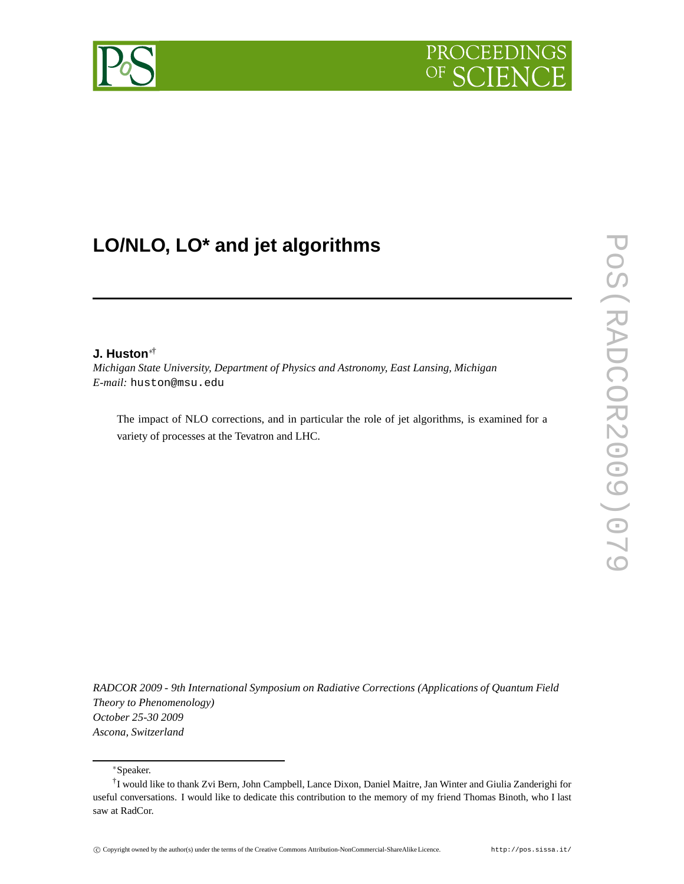# LO/NLO, LO* and jet algorithms

**J. Huston**[*†]

*Michigan State University, Department of Physics and Astronomy, East Lansing, Michigan*
*E-mail:* huston@msu.edu

The impact of NLO corrections, and in particular the role of jet algorithms, is examined for a variety of processes at the Tevatron and LHC.

*RADCOR 2009 - 9th International Symposium on Radiative Corrections (Applications of Quantum Field Theory to Phenomenology)*
*October 25-30 2009*
*Ascona, Switzerland*

[*] Speaker.

[†] I would like to thank Zvi Bern, John Campbell, Lance Dixon, Daniel Maitre, Jan Winter and Giulia Zanderighi for useful conversations. I would like to dedicate this contribution to the memory of my friend Thomas Binoth, who I last saw at RadCor.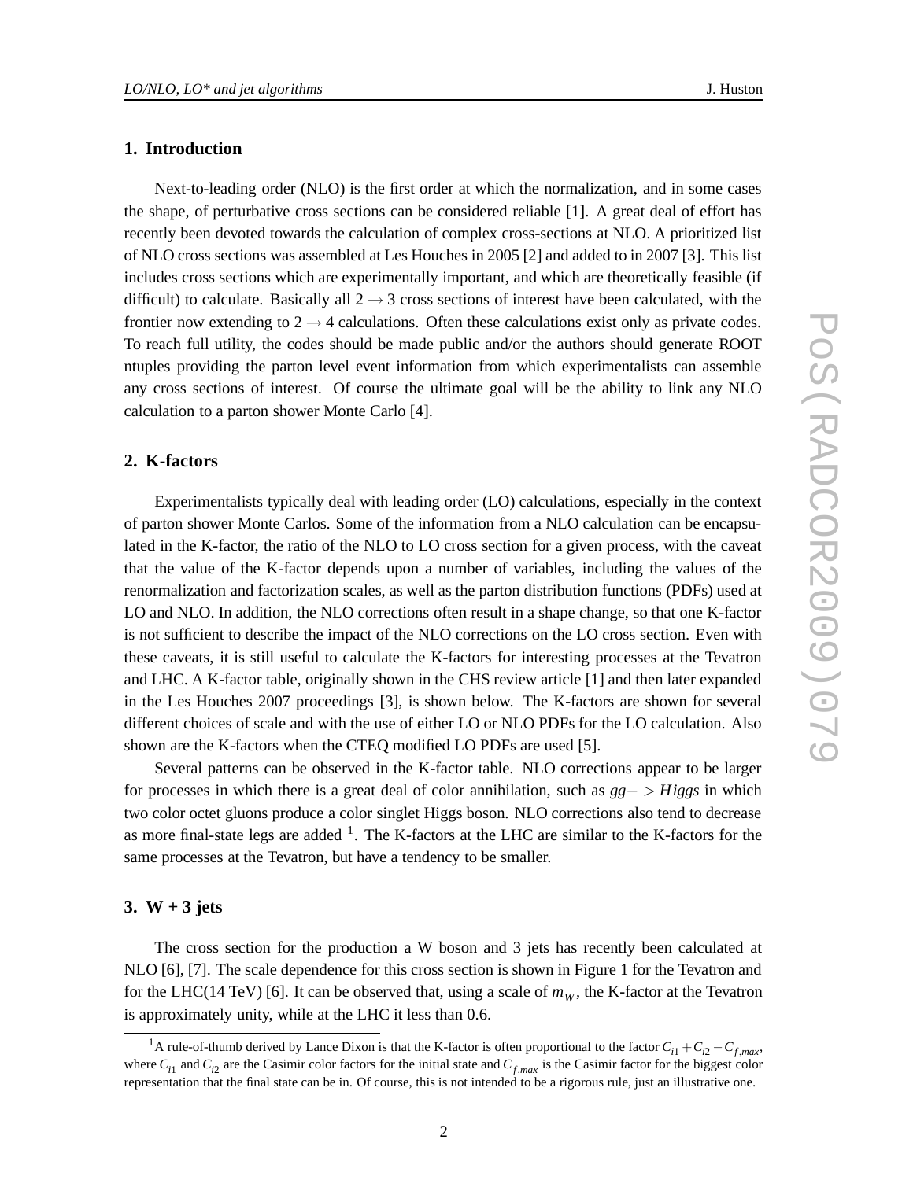## 1. Introduction

Next-to-leading order (NLO) is the first order at which the normalization, and in some cases the shape, of perturbative cross sections can be considered reliable [1]. A great deal of effort has recently been devoted towards the calculation of complex cross-sections at NLO. A prioritized list of NLO cross sections was assembled at Les Houches in 2005 [2] and added to in 2007 [3]. This list includes cross sections which are experimentally important, and which are theoretically feasible (if difficult) to calculate. Basically all $2 \rightarrow 3$ cross sections of interest have been calculated, with the frontier now extending to $2 \rightarrow 4$ calculations. Often these calculations exist only as private codes. To reach full utility, the codes should be made public and/or the authors should generate ROOT ntuples providing the parton level event information from which experimentalists can assemble any cross sections of interest. Of course the ultimate goal will be the ability to link any NLO calculation to a parton shower Monte Carlo [4].

## 2. K-factors

Experimentalists typically deal with leading order (LO) calculations, especially in the context of parton shower Monte Carlos. Some of the information from a NLO calculation can be encapsulated in the K-factor, the ratio of the NLO to LO cross section for a given process, with the caveat that the value of the K-factor depends upon a number of variables, including the values of the renormalization and factorization scales, as well as the parton distribution functions (PDFs) used at LO and NLO. In addition, the NLO corrections often result in a shape change, so that one K-factor is not sufficient to describe the impact of the NLO corrections on the LO cross section. Even with these caveats, it is still useful to calculate the K-factors for interesting processes at the Tevatron and LHC. A K-factor table, originally shown in the CHS review article [1] and then later expanded in the Les Houches 2007 proceedings [3], is shown below. The K-factors are shown for several different choices of scale and with the use of either LO or NLO PDFs for the LO calculation. Also shown are the K-factors when the CTEQ modified LO PDFs are used [5].

Several patterns can be observed in the K-factor table. NLO corrections appear to be larger for processes in which there is a great deal of color annihilation, such as $gg -> Higgs$ in which two color octet gluons produce a color singlet Higgs boson. NLO corrections also tend to decrease as more final-state legs are added [1]. The K-factors at the LHC are similar to the K-factors for the same processes at the Tevatron, but have a tendency to be smaller.

## 3. W + 3 jets

The cross section for the production a W boson and 3 jets has recently been calculated at NLO [6], [7]. The scale dependence for this cross section is shown in Figure 1 for the Tevatron and for the LHC(14 TeV) [6]. It can be observed that, using a scale of $m_W$, the K-factor at the Tevatron is approximately unity, while at the LHC it less than 0.6.

[1] A rule-of-thumb derived by Lance Dixon is that the K-factor is often proportional to the factor $C_{i1} + C_{i2} - C_{f,max}$, where $C_{i1}$ and $C_{i2}$ are the Casimir color factors for the initial state and $C_{f,max}$ is the Casimir factor for the biggest color representation that the final state can be in. Of course, this is not intended to be a rigorous rule, just an illustrative one.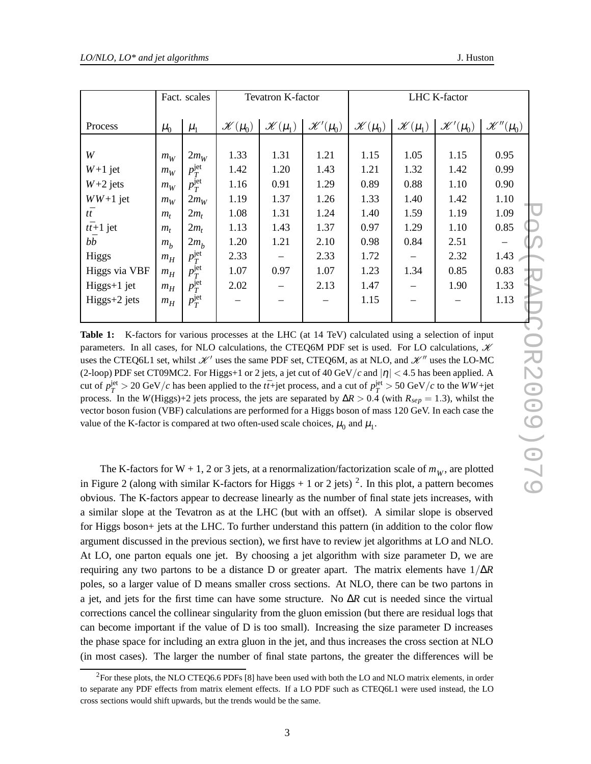| | Fact. scales | | Tevatron K-factor | | | LHC K-factor | | | |
|---|---|---|---|---|---|---|---|---|---|
| Process | $\mu_0$ | $\mu_1$ | $\mathscr{K}(\mu_0)$ | $\mathscr{K}(\mu_1)$ | $\mathscr{K}'(\mu_0)$ | $\mathscr{K}(\mu_0)$ | $\mathscr{K}(\mu_1)$ | $\mathscr{K}'(\mu_0)$ | $\mathscr{K}''(\mu_0)$ |
| $W$ | $m_W$ | $2m_W$ | 1.33 | 1.31 | 1.21 | 1.15 | 1.05 | 1.15 | 0.95 |
| $W$+1 jet | $m_W$ | $p_T^{\rm jet}$ | 1.42 | 1.20 | 1.43 | 1.21 | 1.32 | 1.42 | 0.99 |
| $W$+2 jets | $m_W$ | $p_T^{\rm jet}$ | 1.16 | 0.91 | 1.29 | 0.89 | 0.88 | 1.10 | 0.90 |
| $WW$+1 jet | $m_W$ | $2m_W$ | 1.19 | 1.37 | 1.26 | 1.33 | 1.40 | 1.42 | 1.10 |
| $t\bar{t}$ | $m_t$ | $2m_t$ | 1.08 | 1.31 | 1.24 | 1.40 | 1.59 | 1.19 | 1.09 |
| $t\bar{t}$+1 jet | $m_t$ | $2m_t$ | 1.13 | 1.43 | 1.37 | 0.97 | 1.29 | 1.10 | 0.85 |
| $b\bar{b}$ | $m_b$ | $2m_b$ | 1.20 | 1.21 | 2.10 | 0.98 | 0.84 | 2.51 | – |
| Higgs | $m_H$ | $p_T^{\rm jet}$ | 2.33 | – | 2.33 | 1.72 | – | 2.32 | 1.43 |
| Higgs via VBF | $m_H$ | $p_T^{\rm jet}$ | 1.07 | 0.97 | 1.07 | 1.23 | 1.34 | 0.85 | 0.83 |
| Higgs+1 jet | $m_H$ | $p_T^{\rm jet}$ | 2.02 | – | 2.13 | 1.47 | – | 1.90 | 1.33 |
| Higgs+2 jets | $m_H$ | $p_T^{\rm jet}$ | – | – | – | 1.15 | – | – | 1.13 |

**Table 1:** K-factors for various processes at the LHC (at 14 TeV) calculated using a selection of input parameters. In all cases, for NLO calculations, the CTEQ6M PDF set is used. For LO calculations, $\mathscr{K}$ uses the CTEQ6L1 set, whilst $\mathscr{K}'$ uses the same PDF set, CTEQ6M, as at NLO, and $\mathscr{K}''$ uses the LO-MC (2-loop) PDF set CT09MC2. For Higgs+1 or 2 jets, a jet cut of 40 GeV$/c$ and $|\eta| < 4.5$ has been applied. A cut of $p_T^{\rm jet} > 20$ GeV$/c$ has been applied to the $t\bar{t}$+jet process, and a cut of $p_T^{\rm jet} > 50$ GeV$/c$ to the $WW$+jet process. In the $W$(Higgs)+2 jets process, the jets are separated by $\Delta R > 0.4$ (with $R_{sep} = 1.3$), whilst the vector boson fusion (VBF) calculations are performed for a Higgs boson of mass 120 GeV. In each case the value of the K-factor is compared at two often-used scale choices, $\mu_0$ and $\mu_1$.

The K-factors for W + 1, 2 or 3 jets, at a renormalization/factorization scale of $m_W$, are plotted in Figure 2 (along with similar K-factors for Higgs + 1 or 2 jets) [2]. In this plot, a pattern becomes obvious. The K-factors appear to decrease linearly as the number of final state jets increases, with a similar slope at the Tevatron as at the LHC (but with an offset). A similar slope is observed for Higgs boson+ jets at the LHC. To further understand this pattern (in addition to the color flow argument discussed in the previous section), we first have to review jet algorithms at LO and NLO. At LO, one parton equals one jet. By choosing a jet algorithm with size parameter D, we are requiring any two partons to be a distance D or greater apart. The matrix elements have $1/\Delta R$ poles, so a larger value of D means smaller cross sections. At NLO, there can be two partons in a jet, and jets for the first time can have some structure. No $\Delta R$ cut is needed since the virtual corrections cancel the collinear singularity from the gluon emission (but there are residual logs that can become important if the value of D is too small). Increasing the size parameter D increases the phase space for including an extra gluon in the jet, and thus increases the cross section at NLO (in most cases). The larger the number of final state partons, the greater the differences will be

[2] For these plots, the NLO CTEQ6.6 PDFs [8] have been used with both the LO and NLO matrix elements, in order to separate any PDF effects from matrix element effects. If a LO PDF such as CTEQ6L1 were used instead, the LO cross sections would shift upwards, but the trends would be the same.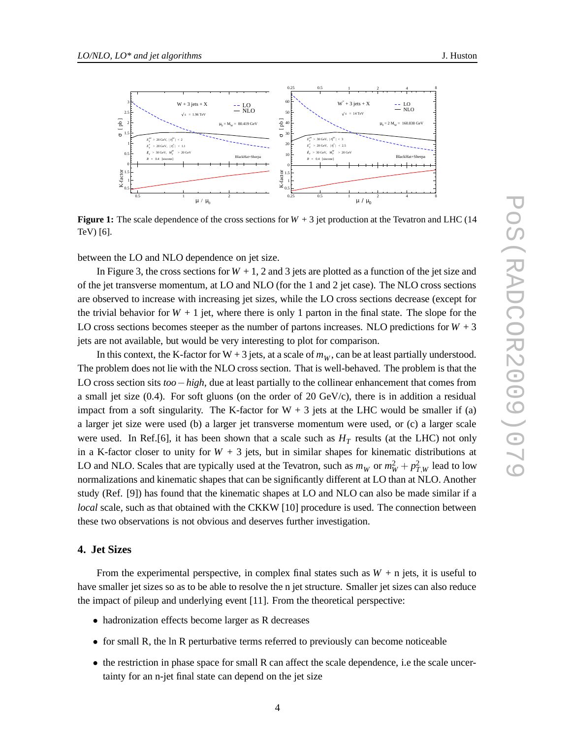**Figure 1:** The scale dependence of the cross sections for $W$ + 3 jet production at the Tevatron and LHC (14 TeV) [6].

between the LO and NLO dependence on jet size.

In Figure 3, the cross sections for $W$ + 1, 2 and 3 jets are plotted as a function of the jet size and of the jet transverse momentum, at LO and NLO (for the 1 and 2 jet case). The NLO cross sections are observed to increase with increasing jet sizes, while the LO cross sections decrease (except for the trivial behavior for $W$ + 1 jet, where there is only 1 parton in the final state. The slope for the LO cross sections becomes steeper as the number of partons increases. NLO predictions for $W$ + 3 jets are not available, but would be very interesting to plot for comparison.

In this context, the K-factor for W + 3 jets, at a scale of $m_W$, can be at least partially understood. The problem does not lie with the NLO cross section. That is well-behaved. The problem is that the LO cross section sits *too – high*, due at least partially to the collinear enhancement that comes from a small jet size (0.4). For soft gluons (on the order of 20 GeV/c), there is in addition a residual impact from a soft singularity. The K-factor for W + 3 jets at the LHC would be smaller if (a) a larger jet size were used (b) a larger jet transverse momentum were used, or (c) a larger scale were used. In Ref.[6], it has been shown that a scale such as $H_T$ results (at the LHC) not only in a K-factor closer to unity for $W$ + 3 jets, but in similar shapes for kinematic distributions at LO and NLO. Scales that are typically used at the Tevatron, such as $m_W$ or $m_W^2 + p_{T,W}^2$ lead to low normalizations and kinematic shapes that can be significantly different at LO than at NLO. Another study (Ref. [9]) has found that the kinematic shapes at LO and NLO can also be made similar if a *local* scale, such as that obtained with the CKKW [10] procedure is used. The connection between these two observations is not obvious and deserves further investigation.

## 4. Jet Sizes

From the experimental perspective, in complex final states such as $W$ + n jets, it is useful to have smaller jet sizes so as to be able to resolve the n jet structure. Smaller jet sizes can also reduce the impact of pileup and underlying event [11]. From the theoretical perspective:

- hadronization effects become larger as R decreases
- for small R, the ln R perturbative terms referred to previously can become noticeable
- the restriction in phase space for small R can affect the scale dependence, i.e the scale uncertainty for an n-jet final state can depend on the jet size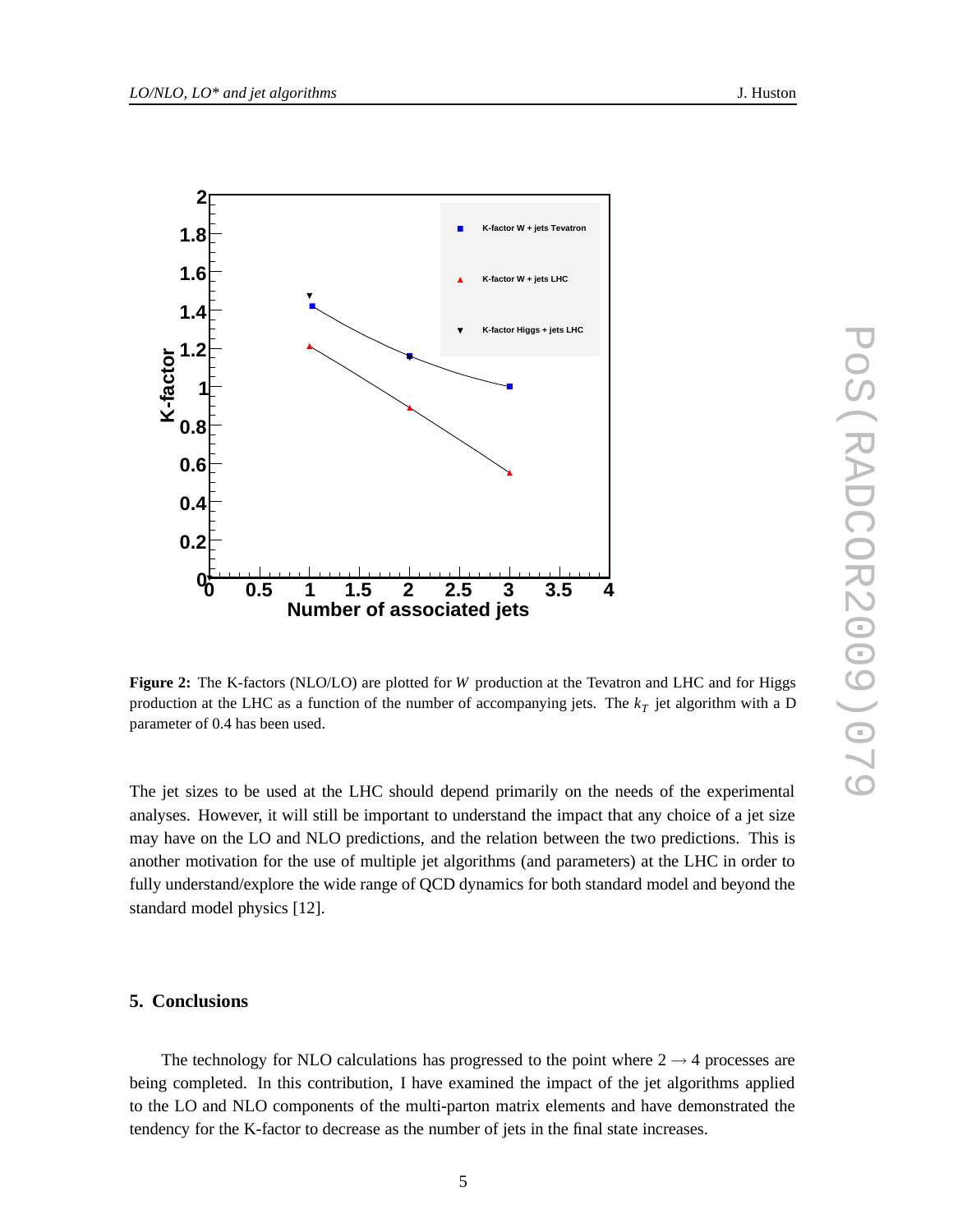**Figure 2:** The K-factors (NLO/LO) are plotted for $W$ production at the Tevatron and LHC and for Higgs production at the LHC as a function of the number of accompanying jets. The $k_T$ jet algorithm with a D parameter of 0.4 has been used.

The jet sizes to be used at the LHC should depend primarily on the needs of the experimental analyses. However, it will still be important to understand the impact that any choice of a jet size may have on the LO and NLO predictions, and the relation between the two predictions. This is another motivation for the use of multiple jet algorithms (and parameters) at the LHC in order to fully understand/explore the wide range of QCD dynamics for both standard model and beyond the standard model physics [12].

## 5. Conclusions

The technology for NLO calculations has progressed to the point where $2 \rightarrow 4$ processes are being completed. In this contribution, I have examined the impact of the jet algorithms applied to the LO and NLO components of the multi-parton matrix elements and have demonstrated the tendency for the K-factor to decrease as the number of jets in the final state increases.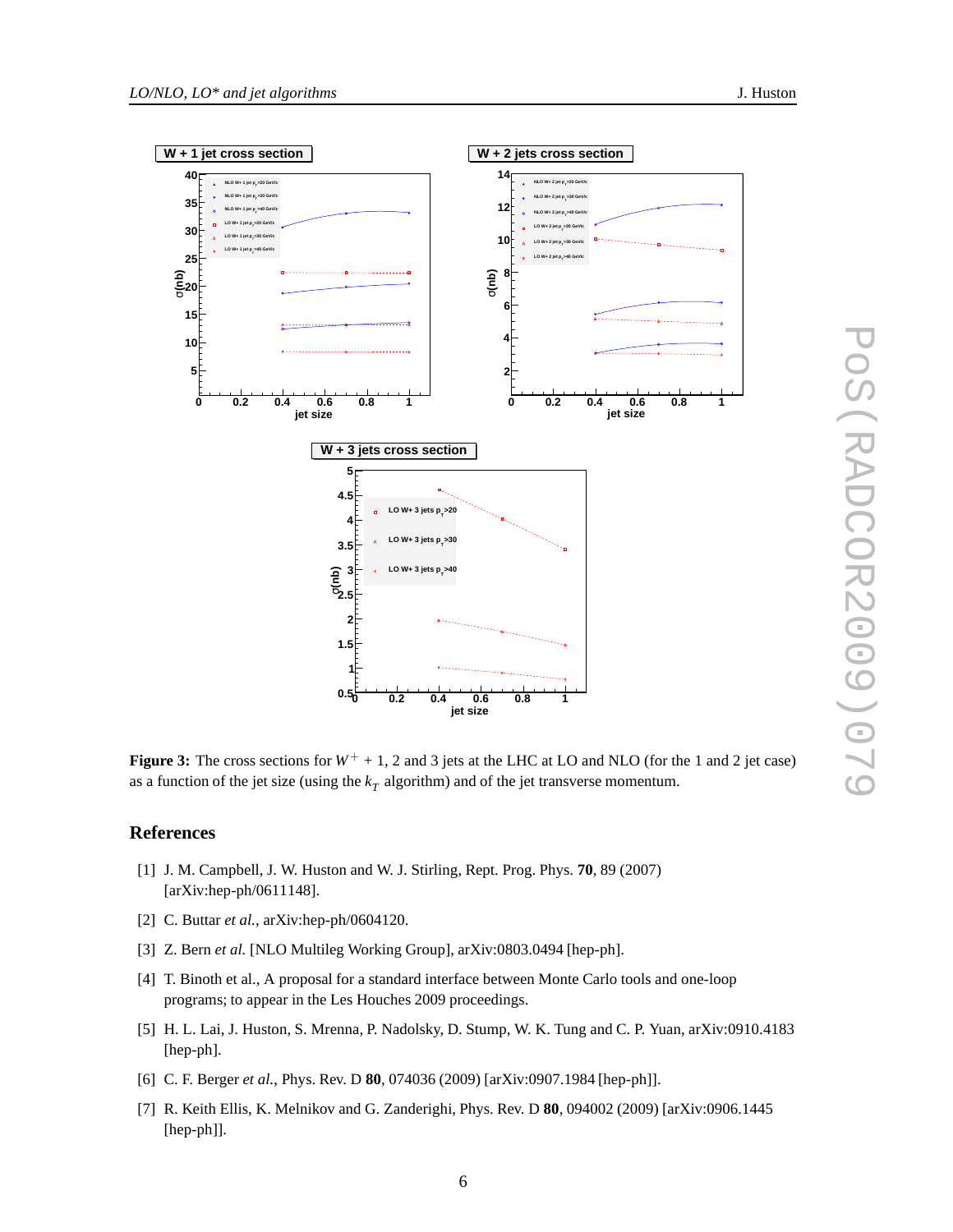**Figure 3:** The cross sections for $W^+ + 1$, 2 and 3 jets at the LHC at LO and NLO (for the 1 and 2 jet case) as a function of the jet size (using the $k_T$ algorithm) and of the jet transverse momentum.

## References

[1] J. M. Campbell, J. W. Huston and W. J. Stirling, Rept. Prog. Phys. **70**, 89 (2007) [arXiv:hep-ph/0611148].

[2] C. Buttar *et al.*, arXiv:hep-ph/0604120.

[3] Z. Bern *et al.* [NLO Multileg Working Group], arXiv:0803.0494 [hep-ph].

[4] T. Binoth et al., A proposal for a standard interface between Monte Carlo tools and one-loop programs; to appear in the Les Houches 2009 proceedings.

[5] H. L. Lai, J. Huston, S. Mrenna, P. Nadolsky, D. Stump, W. K. Tung and C. P. Yuan, arXiv:0910.4183 [hep-ph].

[6] C. F. Berger *et al.*, Phys. Rev. D **80**, 074036 (2009) [arXiv:0907.1984 [hep-ph]].

[7] R. Keith Ellis, K. Melnikov and G. Zanderighi, Phys. Rev. D **80**, 094002 (2009) [arXiv:0906.1445 [hep-ph]].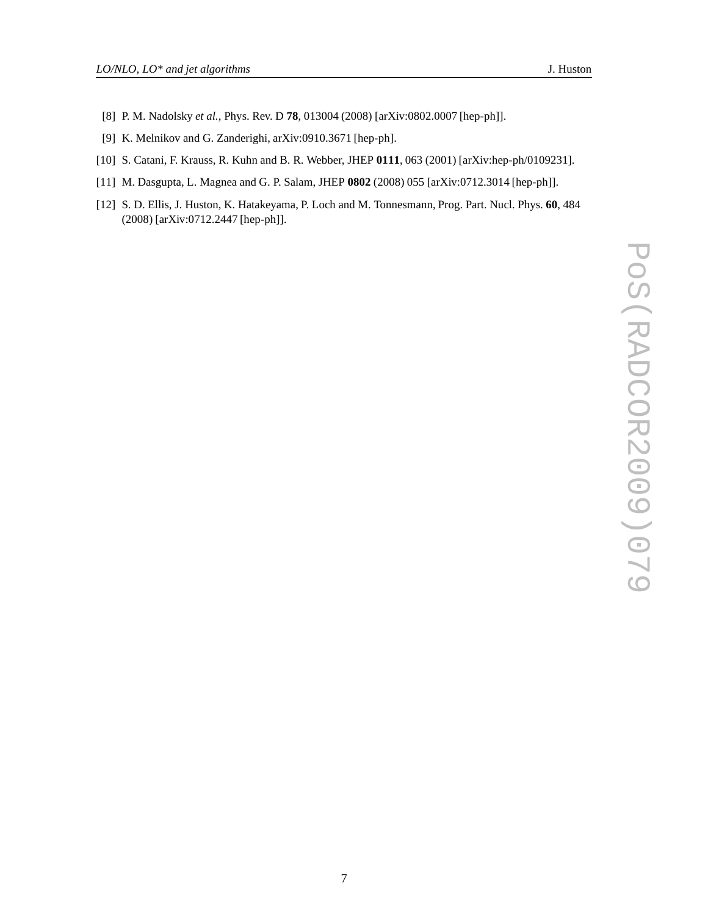[8] P. M. Nadolsky *et al.*, Phys. Rev. D **78**, 013004 (2008) [arXiv:0802.0007 [hep-ph]].

[9] K. Melnikov and G. Zanderighi, arXiv:0910.3671 [hep-ph].

[10] S. Catani, F. Krauss, R. Kuhn and B. R. Webber, JHEP **0111**, 063 (2001) [arXiv:hep-ph/0109231].

[11] M. Dasgupta, L. Magnea and G. P. Salam, JHEP **0802** (2008) 055 [arXiv:0712.3014 [hep-ph]].

[12] S. D. Ellis, J. Huston, K. Hatakeyama, P. Loch and M. Tonnesmann, Prog. Part. Nucl. Phys. **60**, 484 (2008) [arXiv:0712.2447 [hep-ph]].